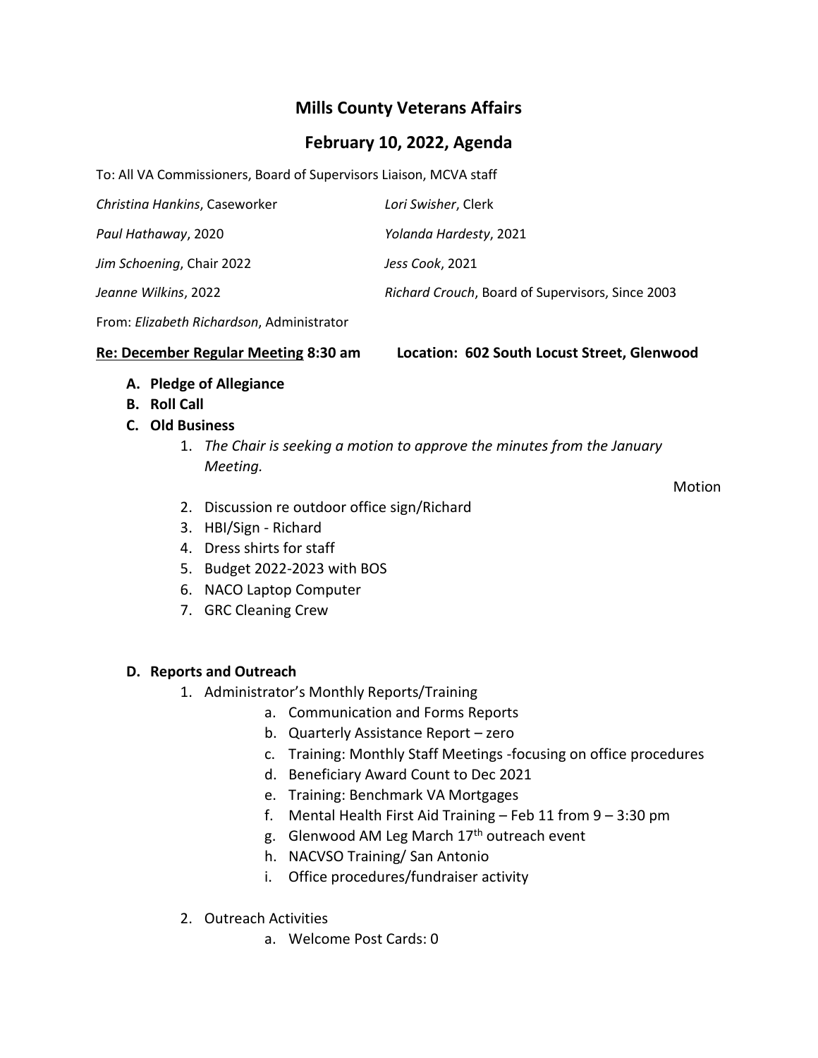# Mills County Veterans Affairs

## February 10, 2022, Agenda

To: All VA Commissioners, Board of Supervisors Liaison, MCVA staff

*Christina Hankins*, Caseworker — *Lori Swisher*, Clerk

*Paul Hathaway*, 2020 — *Yolanda Hardesty*, 2021

*Jim Schoening*, Chair 2022 — *Jess Cook*, 2021

*Jeanne Wilkins*, 2022 — *Richard Crouch*, Board of Supervisors, Since 2003

From: *Elizabeth Richardson*, Administrator

**<u>Re: December Regular Meeting</u> 8:30 am Location: 602 South Locust Street, Glenwood**

- **A. Pledge of Allegiance**
- **B. Roll Call**
- **C. Old Business**
    1. *The Chair is seeking a motion to approve the minutes from the January Meeting.*

       Motion

    2. Discussion re outdoor office sign/Richard
    3. HBI/Sign - Richard
    4. Dress shirts for staff
    5. Budget 2022-2023 with BOS
    6. NACO Laptop Computer
    7. GRC Cleaning Crew

- **D. Reports and Outreach**
    1. Administrator's Monthly Reports/Training
        - a. Communication and Forms Reports
        - b. Quarterly Assistance Report – zero
        - c. Training: Monthly Staff Meetings -focusing on office procedures
        - d. Beneficiary Award Count to Dec 2021
        - e. Training: Benchmark VA Mortgages
        - f. Mental Health First Aid Training – Feb 11 from 9 – 3:30 pm
        - g. Glenwood AM Leg March 17th outreach event
        - h. NACVSO Training/ San Antonio
        - i. Office procedures/fundraiser activity
    2. Outreach Activities
        - a. Welcome Post Cards: 0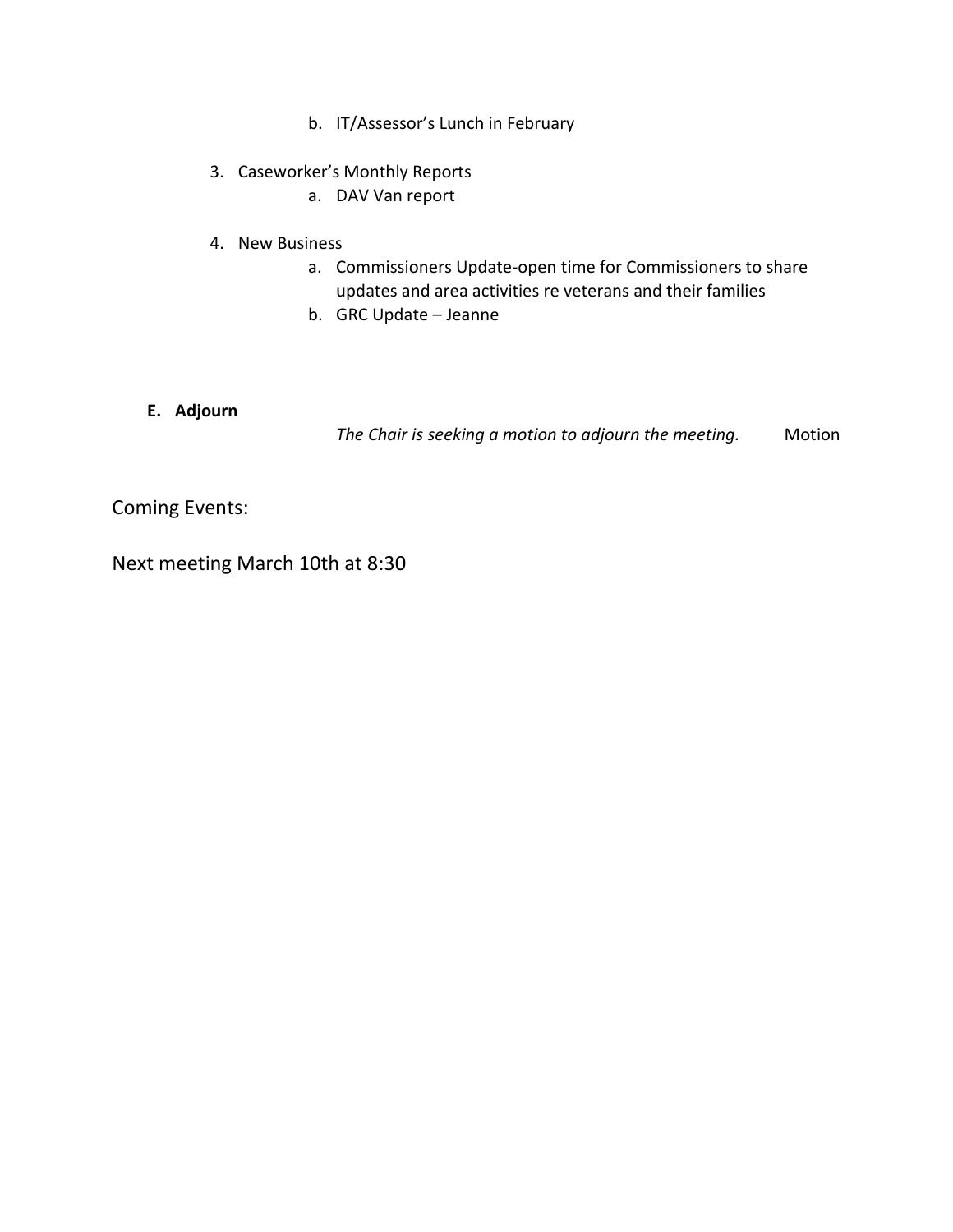b. IT/Assessor's Lunch in February

3. Caseworker's Monthly Reports
   a. DAV Van report

4. New Business
   a. Commissioners Update-open time for Commissioners to share updates and area activities re veterans and their families
   b. GRC Update – Jeanne

**E. Adjourn**

*The Chair is seeking a motion to adjourn the meeting.* Motion

Coming Events:

Next meeting March 10th at 8:30